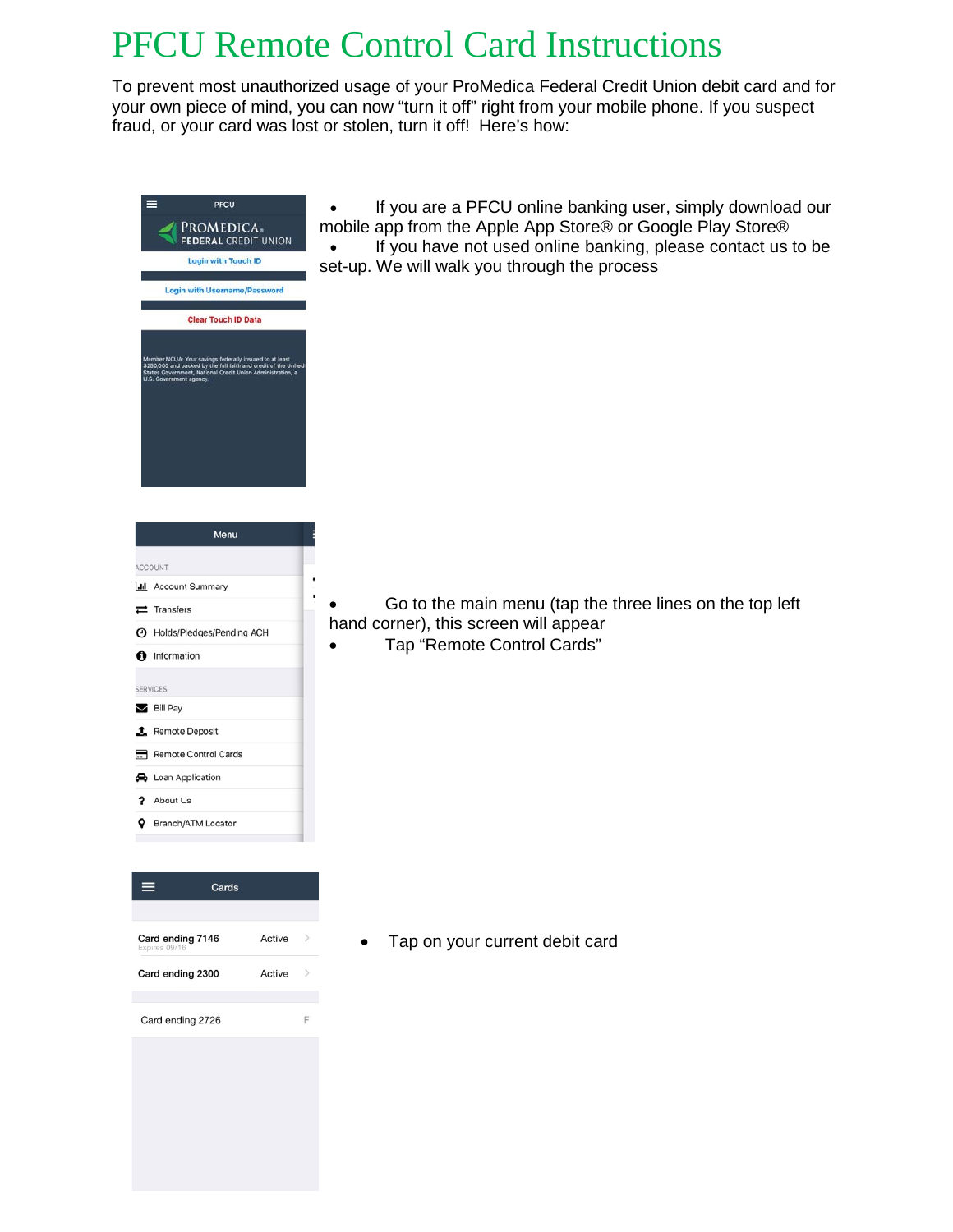# PFCU Remote Control Card Instructions

To prevent most unauthorized usage of your ProMedica Federal Credit Union debit card and for your own piece of mind, you can now "turn it off" right from your mobile phone. If you suspect fraud, or your card was lost or stolen, turn it off! Here's how:

- If you are a PFCU online banking user, simply download our mobile app from the Apple App Store® or Google Play Store®
- If you have not used online banking, please contact us to be set-up. We will walk you through the process

- Go to the main menu (tap the three lines on the top left hand corner), this screen will appear
- Tap "Remote Control Cards"

- Tap on your current debit card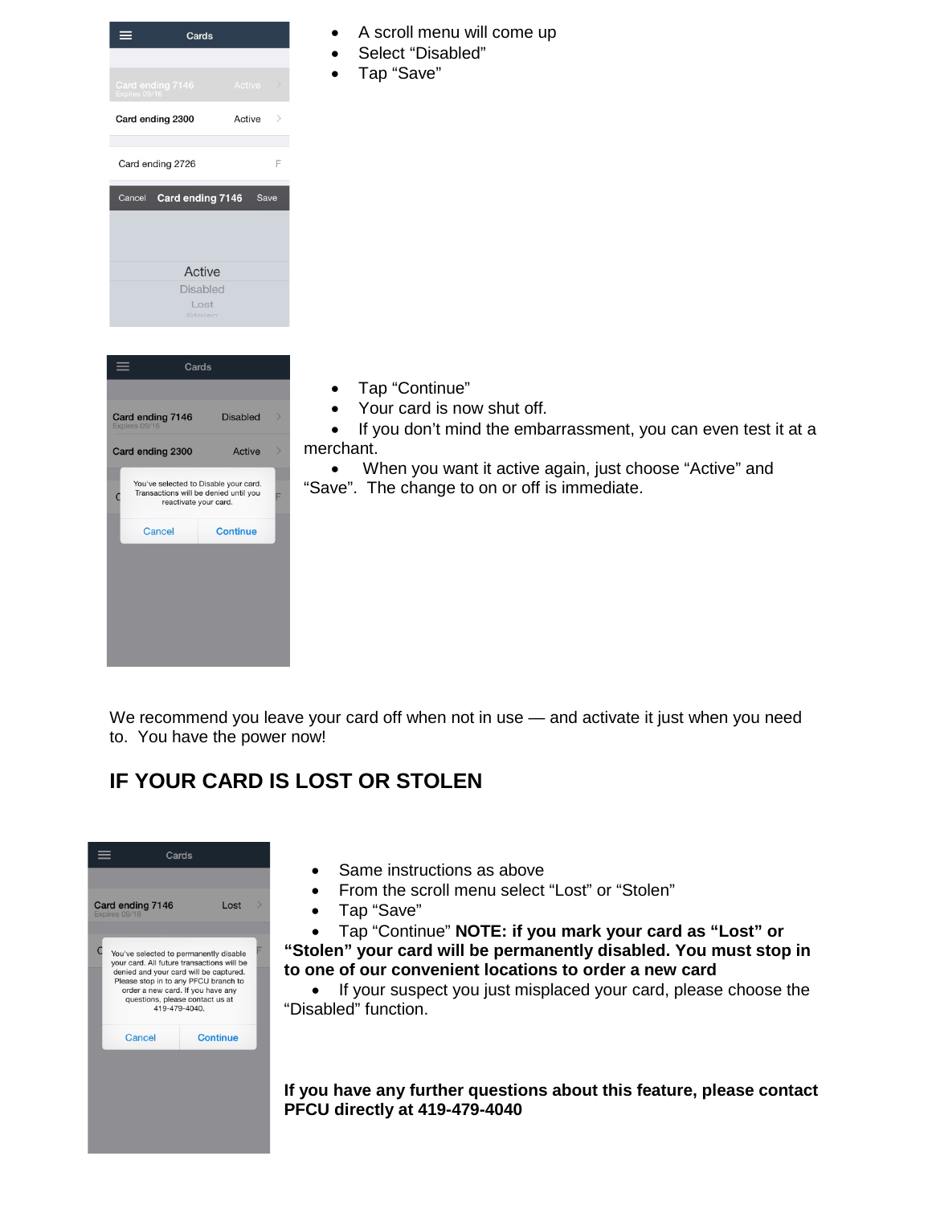- A scroll menu will come up
- Select “Disabled”
- Tap “Save”

- Tap “Continue”
- Your card is now shut off.
- If you don’t mind the embarrassment, you can even test it at a merchant.
- When you want it active again, just choose “Active” and “Save”. The change to on or off is immediate.

We recommend you leave your card off when not in use — and activate it just when you need to. You have the power now!

## IF YOUR CARD IS LOST OR STOLEN

- Same instructions as above
- From the scroll menu select “Lost” or “Stolen”
- Tap “Save”
- Tap “Continue” **NOTE: if you mark your card as “Lost” or “Stolen” your card will be permanently disabled. You must stop in to one of our convenient locations to order a new card**
- If your suspect you just misplaced your card, please choose the “Disabled” function.

**If you have any further questions about this feature, please contact PFCU directly at 419-479-4040**